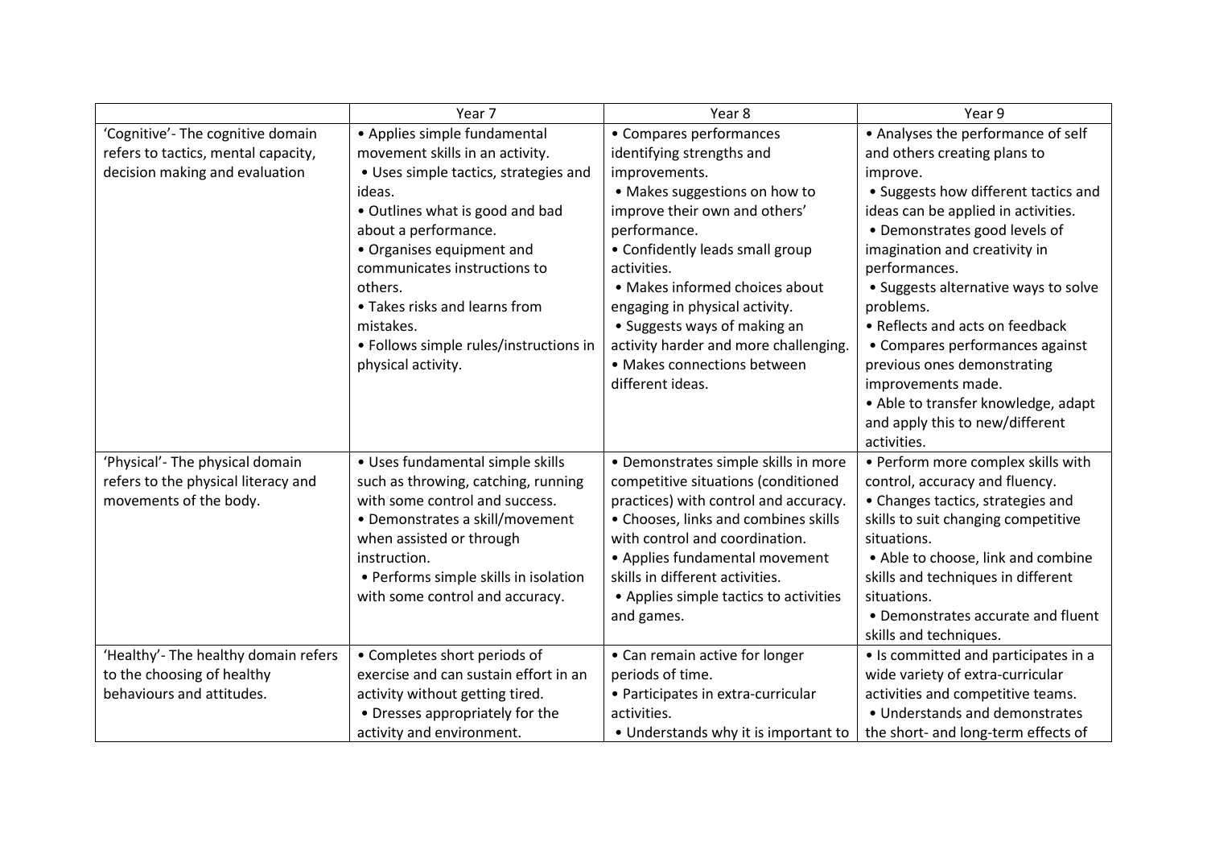| | Year 7 | Year 8 | Year 9 |
|---|---|---|---|
| 'Cognitive'- The cognitive domain refers to tactics, mental capacity, decision making and evaluation | • Applies simple fundamental movement skills in an activity. <br>• Uses simple tactics, strategies and ideas. <br>• Outlines what is good and bad about a performance. <br>• Organises equipment and communicates instructions to others. <br>• Takes risks and learns from mistakes. <br>• Follows simple rules/instructions in physical activity. | • Compares performances identifying strengths and improvements. <br>• Makes suggestions on how to improve their own and others' performance. <br>• Confidently leads small group activities. <br>• Makes informed choices about engaging in physical activity. <br>• Suggests ways of making an activity harder and more challenging. <br>• Makes connections between different ideas. | • Analyses the performance of self and others creating plans to improve. <br>• Suggests how different tactics and ideas can be applied in activities. <br>• Demonstrates good levels of imagination and creativity in performances. <br>• Suggests alternative ways to solve problems. <br>• Reflects and acts on feedback <br>• Compares performances against previous ones demonstrating improvements made. <br>• Able to transfer knowledge, adapt and apply this to new/different activities. |
| 'Physical'- The physical domain refers to the physical literacy and movements of the body. | • Uses fundamental simple skills such as throwing, catching, running with some control and success. <br>• Demonstrates a skill/movement when assisted or through instruction. <br>• Performs simple skills in isolation with some control and accuracy. | • Demonstrates simple skills in more competitive situations (conditioned practices) with control and accuracy. <br>• Chooses, links and combines skills with control and coordination. <br>• Applies fundamental movement skills in different activities. <br>• Applies simple tactics to activities and games. | • Perform more complex skills with control, accuracy and fluency. <br>• Changes tactics, strategies and skills to suit changing competitive situations. <br>• Able to choose, link and combine skills and techniques in different situations. <br>• Demonstrates accurate and fluent skills and techniques. |
| 'Healthy'- The healthy domain refers to the choosing of healthy behaviours and attitudes. | • Completes short periods of exercise and can sustain effort in an activity without getting tired. <br>• Dresses appropriately for the activity and environment. | • Can remain active for longer periods of time. <br>• Participates in extra-curricular activities. <br>• Understands why it is important to | • Is committed and participates in a wide variety of extra-curricular activities and competitive teams. <br>• Understands and demonstrates the short- and long-term effects of |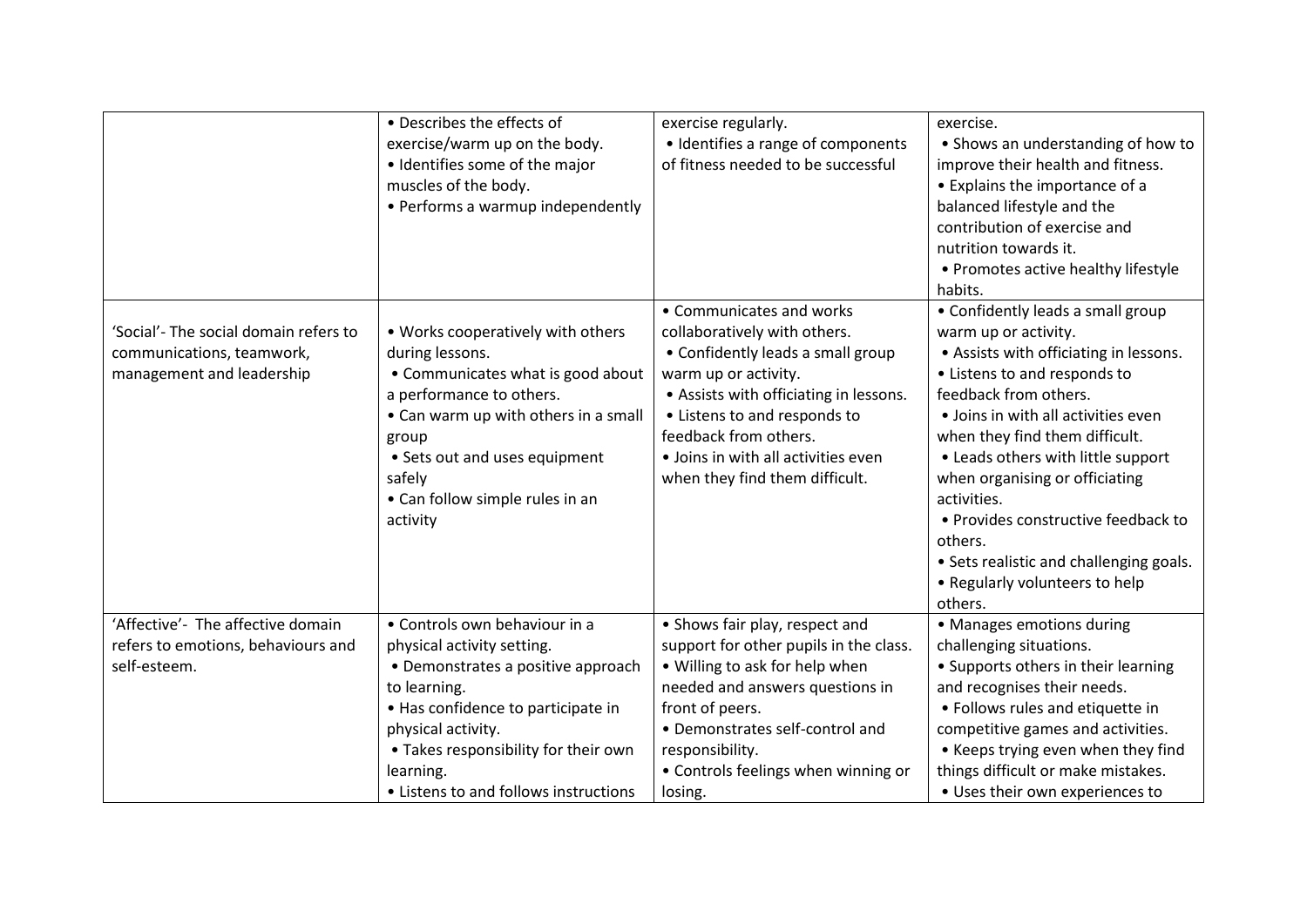| | | | |
|---|---|---|---|
| | • Describes the effects of exercise/warm up on the body.<br>• Identifies some of the major muscles of the body.<br>• Performs a warmup independently | exercise regularly.<br>• Identifies a range of components of fitness needed to be successful | exercise.<br>• Shows an understanding of how to improve their health and fitness.<br>• Explains the importance of a balanced lifestyle and the contribution of exercise and nutrition towards it.<br>• Promotes active healthy lifestyle habits. |
| 'Social'- The social domain refers to communications, teamwork, management and leadership | • Works cooperatively with others during lessons.<br>• Communicates what is good about a performance to others.<br>• Can warm up with others in a small group<br>• Sets out and uses equipment safely<br>• Can follow simple rules in an activity | • Communicates and works collaboratively with others.<br>• Confidently leads a small group warm up or activity.<br>• Assists with officiating in lessons.<br>• Listens to and responds to feedback from others.<br>• Joins in with all activities even when they find them difficult. | • Confidently leads a small group warm up or activity.<br>• Assists with officiating in lessons.<br>• Listens to and responds to feedback from others.<br>• Joins in with all activities even when they find them difficult.<br>• Leads others with little support when organising or officiating activities.<br>• Provides constructive feedback to others.<br>• Sets realistic and challenging goals.<br>• Regularly volunteers to help others. |
| 'Affective'- The affective domain refers to emotions, behaviours and self-esteem. | • Controls own behaviour in a physical activity setting.<br>• Demonstrates a positive approach to learning.<br>• Has confidence to participate in physical activity.<br>• Takes responsibility for their own learning.<br>• Listens to and follows instructions | • Shows fair play, respect and support for other pupils in the class.<br>• Willing to ask for help when needed and answers questions in front of peers.<br>• Demonstrates self-control and responsibility.<br>• Controls feelings when winning or losing. | • Manages emotions during challenging situations.<br>• Supports others in their learning and recognises their needs.<br>• Follows rules and etiquette in competitive games and activities.<br>• Keeps trying even when they find things difficult or make mistakes.<br>• Uses their own experiences to |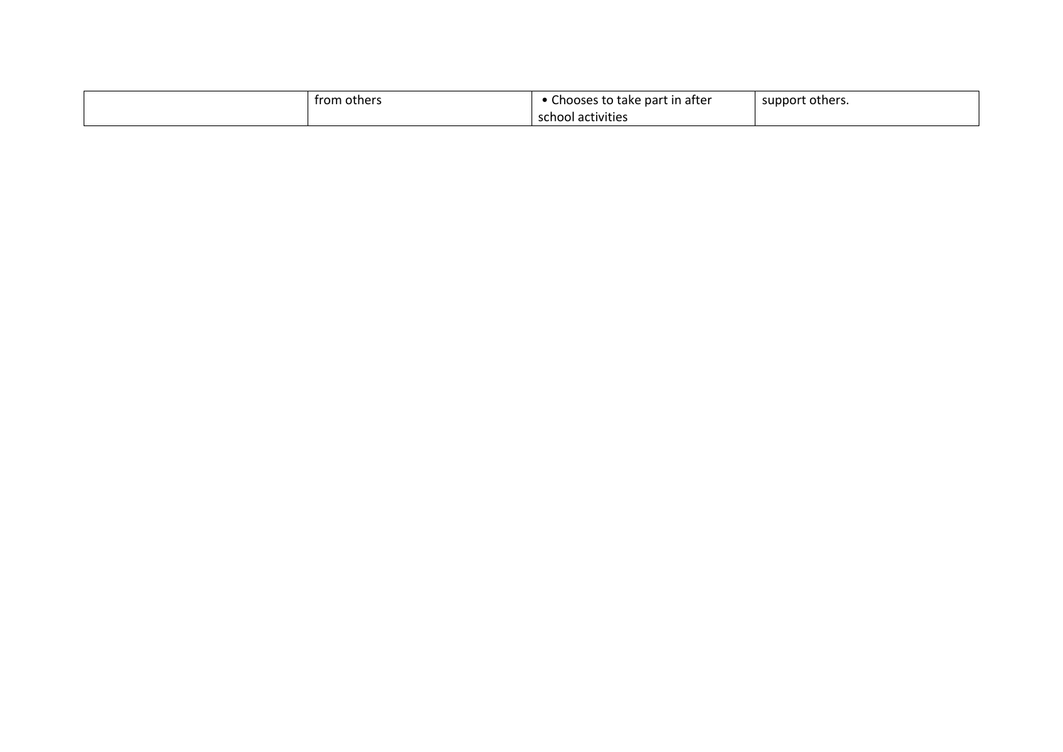| | | | |
|---|---|---|---|
| | from others | • Chooses to take part in after school activities | support others. |